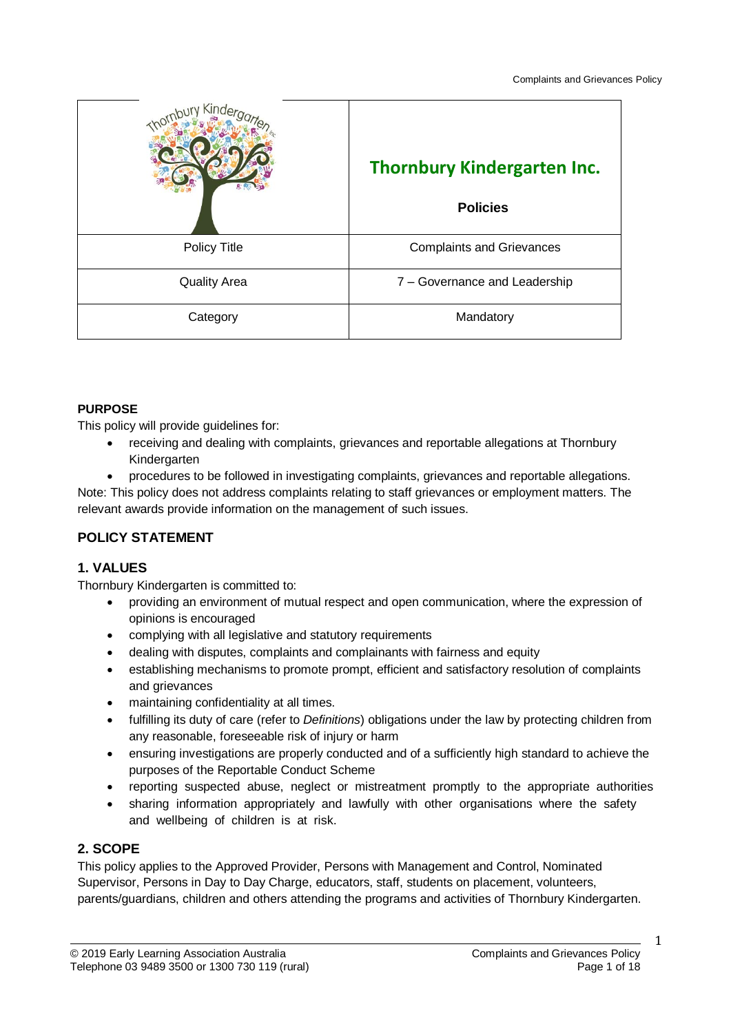| | Thornbury Kindergarten Inc.<br><br>**Policies** |
|---|---|
| Policy Title | Complaints and Grievances |
| Quality Area | 7 – Governance and Leadership |
| Category | Mandatory |

**PURPOSE**

This policy will provide guidelines for:

- receiving and dealing with complaints, grievances and reportable allegations at Thornbury Kindergarten
- procedures to be followed in investigating complaints, grievances and reportable allegations.

Note: This policy does not address complaints relating to staff grievances or employment matters. The relevant awards provide information on the management of such issues.

## POLICY STATEMENT

### 1. VALUES

Thornbury Kindergarten is committed to:

- providing an environment of mutual respect and open communication, where the expression of opinions is encouraged
- complying with all legislative and statutory requirements
- dealing with disputes, complaints and complainants with fairness and equity
- establishing mechanisms to promote prompt, efficient and satisfactory resolution of complaints and grievances
- maintaining confidentiality at all times.
- fulfilling its duty of care (refer to *Definitions*) obligations under the law by protecting children from any reasonable, foreseeable risk of injury or harm
- ensuring investigations are properly conducted and of a sufficiently high standard to achieve the purposes of the Reportable Conduct Scheme
- reporting suspected abuse, neglect or mistreatment promptly to the appropriate authorities
- sharing information appropriately and lawfully with other organisations where the safety and wellbeing of children is at risk.

### 2. SCOPE

This policy applies to the Approved Provider, Persons with Management and Control, Nominated Supervisor, Persons in Day to Day Charge, educators, staff, students on placement, volunteers, parents/guardians, children and others attending the programs and activities of Thornbury Kindergarten.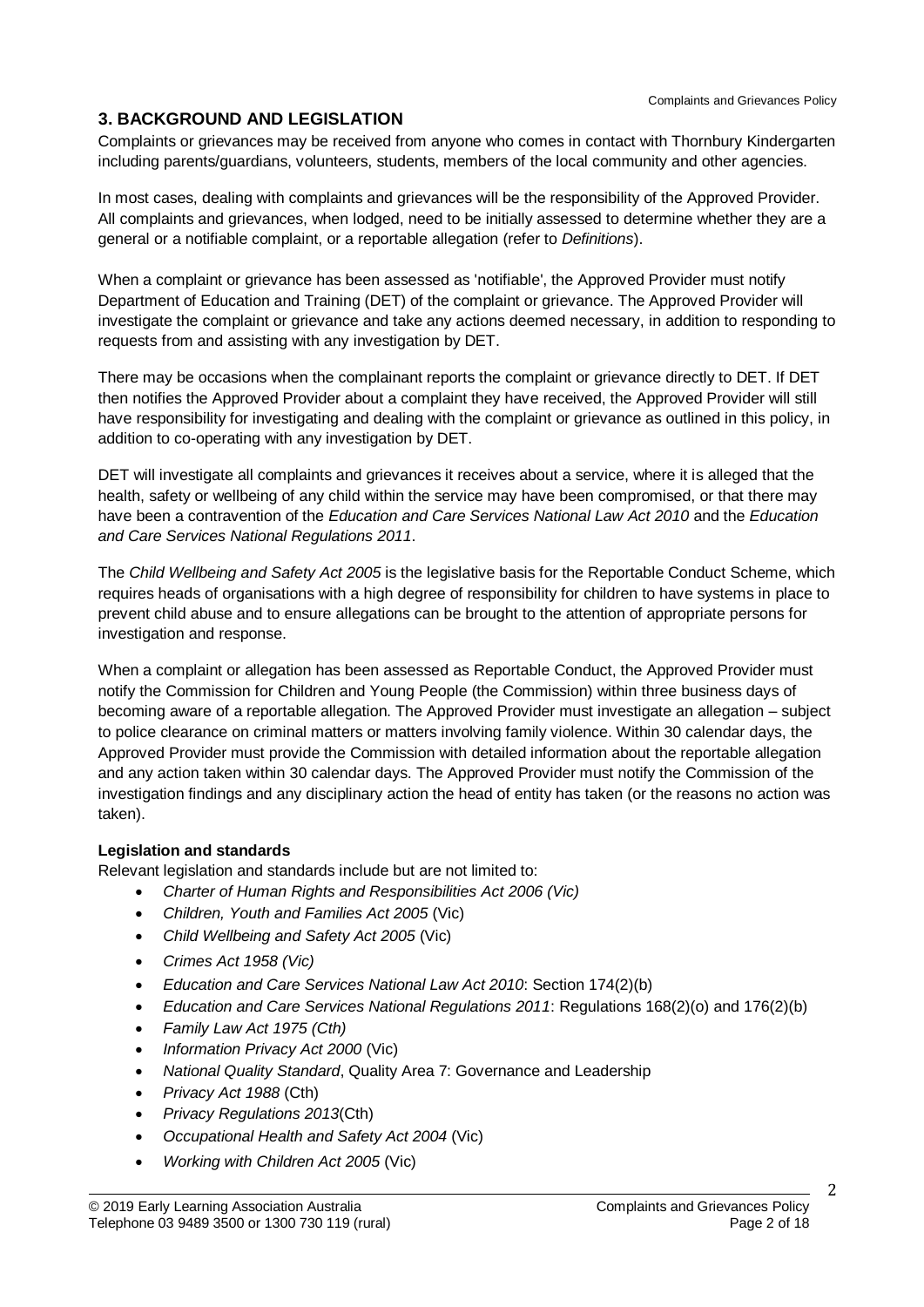## 3. BACKGROUND AND LEGISLATION

Complaints or grievances may be received from anyone who comes in contact with Thornbury Kindergarten including parents/guardians, volunteers, students, members of the local community and other agencies.

In most cases, dealing with complaints and grievances will be the responsibility of the Approved Provider. All complaints and grievances, when lodged, need to be initially assessed to determine whether they are a general or a notifiable complaint, or a reportable allegation (refer to *Definitions*).

When a complaint or grievance has been assessed as 'notifiable', the Approved Provider must notify Department of Education and Training (DET) of the complaint or grievance. The Approved Provider will investigate the complaint or grievance and take any actions deemed necessary, in addition to responding to requests from and assisting with any investigation by DET.

There may be occasions when the complainant reports the complaint or grievance directly to DET. If DET then notifies the Approved Provider about a complaint they have received, the Approved Provider will still have responsibility for investigating and dealing with the complaint or grievance as outlined in this policy, in addition to co-operating with any investigation by DET.

DET will investigate all complaints and grievances it receives about a service, where it is alleged that the health, safety or wellbeing of any child within the service may have been compromised, or that there may have been a contravention of the *Education and Care Services National Law Act 2010* and the *Education and Care Services National Regulations 2011*.

The *Child Wellbeing and Safety Act 2005* is the legislative basis for the Reportable Conduct Scheme, which requires heads of organisations with a high degree of responsibility for children to have systems in place to prevent child abuse and to ensure allegations can be brought to the attention of appropriate persons for investigation and response.

When a complaint or allegation has been assessed as Reportable Conduct, the Approved Provider must notify the Commission for Children and Young People (the Commission) within three business days of becoming aware of a reportable allegation. The Approved Provider must investigate an allegation – subject to police clearance on criminal matters or matters involving family violence. Within 30 calendar days, the Approved Provider must provide the Commission with detailed information about the reportable allegation and any action taken within 30 calendar days. The Approved Provider must notify the Commission of the investigation findings and any disciplinary action the head of entity has taken (or the reasons no action was taken).

**Legislation and standards**

Relevant legislation and standards include but are not limited to:

- *Charter of Human Rights and Responsibilities Act 2006 (Vic)*
- *Children, Youth and Families Act 2005* (Vic)
- *Child Wellbeing and Safety Act 2005* (Vic)
- *Crimes Act 1958 (Vic)*
- *Education and Care Services National Law Act 2010*: Section 174(2)(b)
- *Education and Care Services National Regulations 2011*: Regulations 168(2)(o) and 176(2)(b)
- *Family Law Act 1975 (Cth)*
- *Information Privacy Act 2000* (Vic)
- *National Quality Standard*, Quality Area 7: Governance and Leadership
- *Privacy Act 1988* (Cth)
- *Privacy Regulations 2013*(Cth)
- *Occupational Health and Safety Act 2004* (Vic)
- *Working with Children Act 2005* (Vic)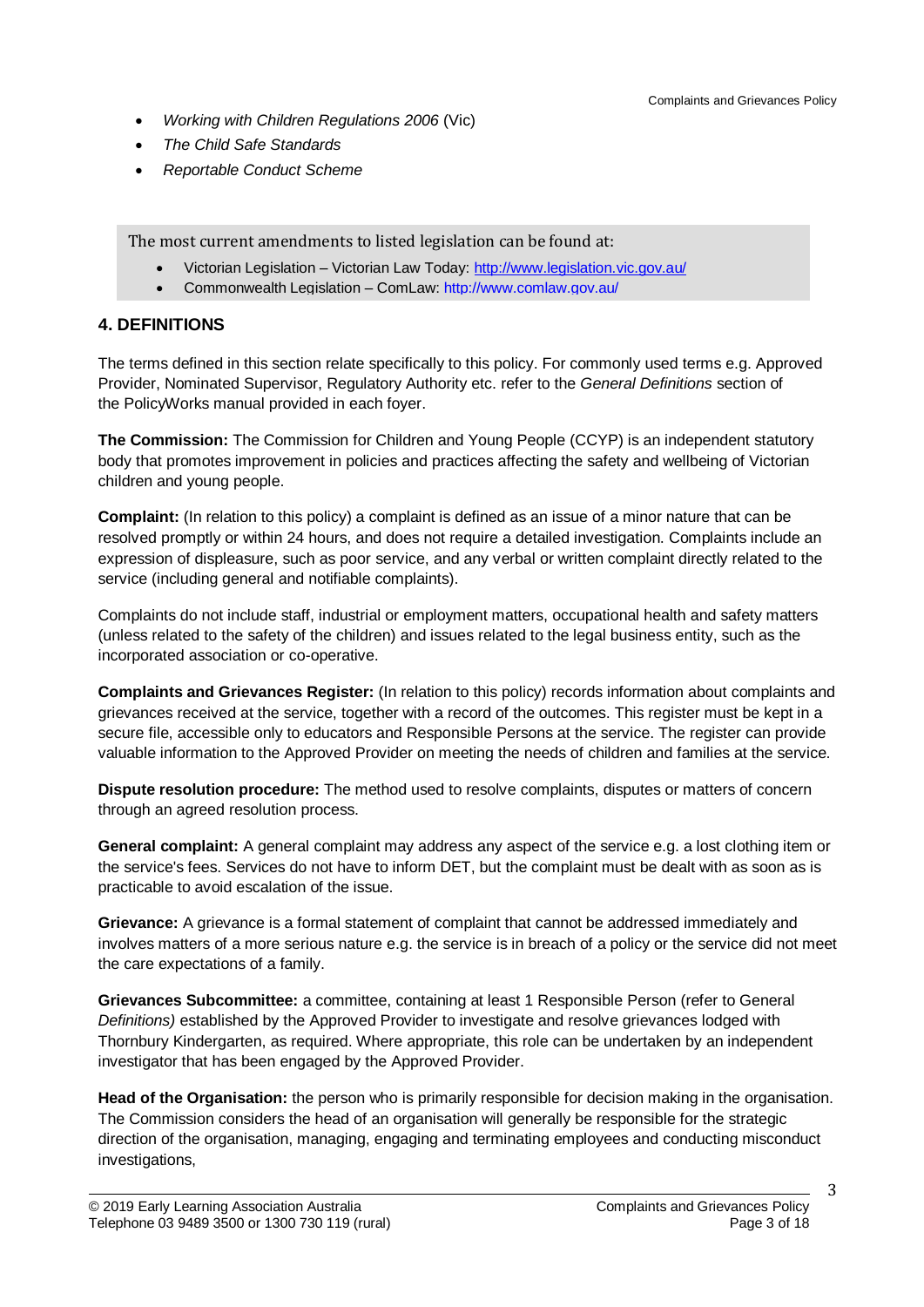- *Working with Children Regulations 2006* (Vic)
- *The Child Safe Standards*
- *Reportable Conduct Scheme*

The most current amendments to listed legislation can be found at:

- Victorian Legislation – Victorian Law Today: http://www.legislation.vic.gov.au/
- Commonwealth Legislation – ComLaw: http://www.comlaw.gov.au/

## 4. DEFINITIONS

The terms defined in this section relate specifically to this policy. For commonly used terms e.g. Approved Provider, Nominated Supervisor, Regulatory Authority etc. refer to the *General Definitions* section of the PolicyWorks manual provided in each foyer.

**The Commission:** The Commission for Children and Young People (CCYP) is an independent statutory body that promotes improvement in policies and practices affecting the safety and wellbeing of Victorian children and young people.

**Complaint:** (In relation to this policy) a complaint is defined as an issue of a minor nature that can be resolved promptly or within 24 hours, and does not require a detailed investigation. Complaints include an expression of displeasure, such as poor service, and any verbal or written complaint directly related to the service (including general and notifiable complaints).

Complaints do not include staff, industrial or employment matters, occupational health and safety matters (unless related to the safety of the children) and issues related to the legal business entity, such as the incorporated association or co-operative.

**Complaints and Grievances Register:** (In relation to this policy) records information about complaints and grievances received at the service, together with a record of the outcomes. This register must be kept in a secure file, accessible only to educators and Responsible Persons at the service. The register can provide valuable information to the Approved Provider on meeting the needs of children and families at the service.

**Dispute resolution procedure:** The method used to resolve complaints, disputes or matters of concern through an agreed resolution process.

**General complaint:** A general complaint may address any aspect of the service e.g. a lost clothing item or the service's fees. Services do not have to inform DET, but the complaint must be dealt with as soon as is practicable to avoid escalation of the issue.

**Grievance:** A grievance is a formal statement of complaint that cannot be addressed immediately and involves matters of a more serious nature e.g. the service is in breach of a policy or the service did not meet the care expectations of a family.

**Grievances Subcommittee:** a committee, containing at least 1 Responsible Person (refer to General *Definitions)* established by the Approved Provider to investigate and resolve grievances lodged with Thornbury Kindergarten, as required. Where appropriate, this role can be undertaken by an independent investigator that has been engaged by the Approved Provider.

**Head of the Organisation:** the person who is primarily responsible for decision making in the organisation. The Commission considers the head of an organisation will generally be responsible for the strategic direction of the organisation, managing, engaging and terminating employees and conducting misconduct investigations,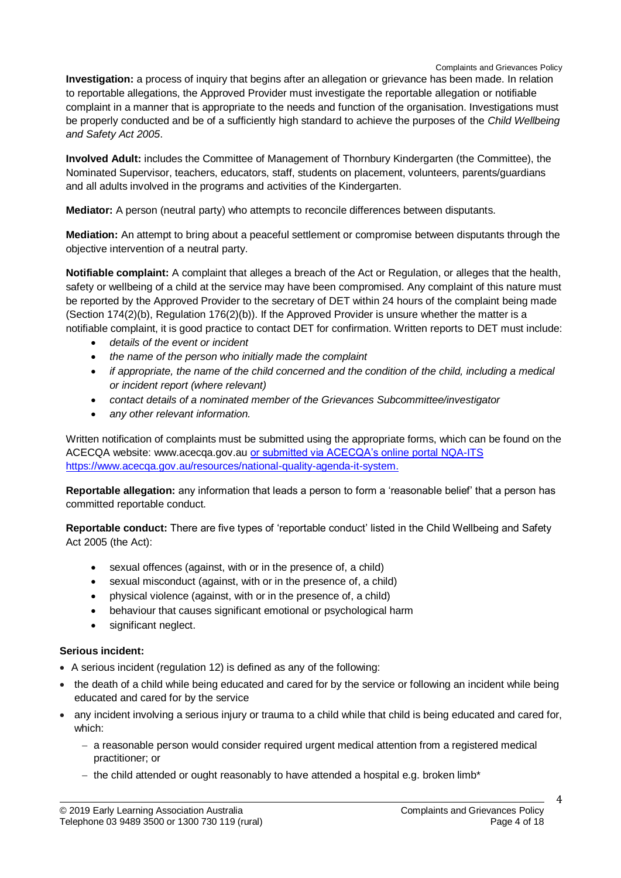**Investigation:** a process of inquiry that begins after an allegation or grievance has been made. In relation to reportable allegations, the Approved Provider must investigate the reportable allegation or notifiable complaint in a manner that is appropriate to the needs and function of the organisation. Investigations must be properly conducted and be of a sufficiently high standard to achieve the purposes of the *Child Wellbeing and Safety Act 2005*.

**Involved Adult:** includes the Committee of Management of Thornbury Kindergarten (the Committee), the Nominated Supervisor, teachers, educators, staff, students on placement, volunteers, parents/guardians and all adults involved in the programs and activities of the Kindergarten.

**Mediator:** A person (neutral party) who attempts to reconcile differences between disputants.

**Mediation:** An attempt to bring about a peaceful settlement or compromise between disputants through the objective intervention of a neutral party.

**Notifiable complaint:** A complaint that alleges a breach of the Act or Regulation, or alleges that the health, safety or wellbeing of a child at the service may have been compromised. Any complaint of this nature must be reported by the Approved Provider to the secretary of DET within 24 hours of the complaint being made (Section 174(2)(b), Regulation 176(2)(b)). If the Approved Provider is unsure whether the matter is a notifiable complaint, it is good practice to contact DET for confirmation. Written reports to DET must include:

- *details of the event or incident*
- *the name of the person who initially made the complaint*
- *if appropriate, the name of the child concerned and the condition of the child, including a medical or incident report (where relevant)*
- *contact details of a nominated member of the Grievances Subcommittee/investigator*
- *any other relevant information.*

Written notification of complaints must be submitted using the appropriate forms, which can be found on the ACECQA website: www.acecqa.gov.au or submitted via ACECQA's online portal NQA-ITS https://www.acecqa.gov.au/resources/national-quality-agenda-it-system.

**Reportable allegation:** any information that leads a person to form a 'reasonable belief' that a person has committed reportable conduct.

**Reportable conduct:** There are five types of 'reportable conduct' listed in the Child Wellbeing and Safety Act 2005 (the Act):

- sexual offences (against, with or in the presence of, a child)
- sexual misconduct (against, with or in the presence of, a child)
- physical violence (against, with or in the presence of, a child)
- behaviour that causes significant emotional or psychological harm
- significant neglect.

**Serious incident:**

- A serious incident (regulation 12) is defined as any of the following:
- the death of a child while being educated and cared for by the service or following an incident while being educated and cared for by the service
- any incident involving a serious injury or trauma to a child while that child is being educated and cared for, which:
  - a reasonable person would consider required urgent medical attention from a registered medical practitioner; or
  - the child attended or ought reasonably to have attended a hospital e.g. broken limb*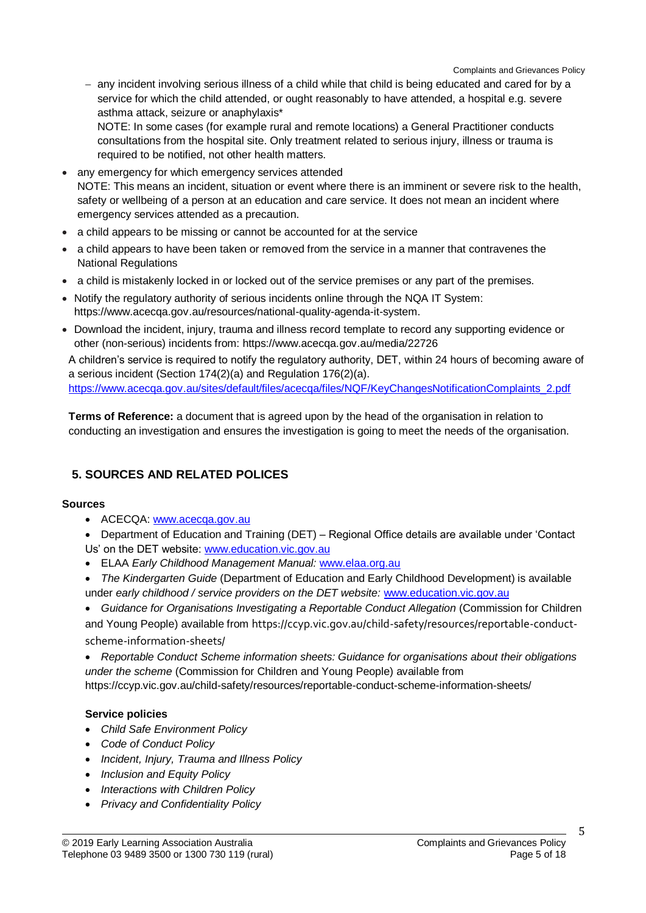- any incident involving serious illness of a child while that child is being educated and cared for by a service for which the child attended, or ought reasonably to have attended, a hospital e.g. severe asthma attack, seizure or anaphylaxis*

    NOTE: In some cases (for example rural and remote locations) a General Practitioner conducts consultations from the hospital site. Only treatment related to serious injury, illness or trauma is required to be notified, not other health matters.

- any emergency for which emergency services attended
  NOTE: This means an incident, situation or event where there is an imminent or severe risk to the health, safety or wellbeing of a person at an education and care service. It does not mean an incident where emergency services attended as a precaution.
- a child appears to be missing or cannot be accounted for at the service
- a child appears to have been taken or removed from the service in a manner that contravenes the National Regulations
- a child is mistakenly locked in or locked out of the service premises or any part of the premises.
- Notify the regulatory authority of serious incidents online through the NQA IT System: https://www.acecqa.gov.au/resources/national-quality-agenda-it-system.
- Download the incident, injury, trauma and illness record template to record any supporting evidence or other (non-serious) incidents from: https://www.acecqa.gov.au/media/22726

A children's service is required to notify the regulatory authority, DET, within 24 hours of becoming aware of a serious incident (Section 174(2)(a) and Regulation 176(2)(a).
https://www.acecqa.gov.au/sites/default/files/acecqa/files/NQF/KeyChangesNotificationComplaints_2.pdf

**Terms of Reference:** a document that is agreed upon by the head of the organisation in relation to conducting an investigation and ensures the investigation is going to meet the needs of the organisation.

## 5. SOURCES AND RELATED POLICES

### Sources

- ACECQA: www.acecqa.gov.au
- Department of Education and Training (DET) – Regional Office details are available under 'Contact Us' on the DET website: www.education.vic.gov.au
- ELAA *Early Childhood Management Manual:* www.elaa.org.au
- *The Kindergarten Guide* (Department of Education and Early Childhood Development) is available under *early childhood / service providers on the DET website:* www.education.vic.gov.au
- *Guidance for Organisations Investigating a Reportable Conduct Allegation* (Commission for Children and Young People) available from https://ccyp.vic.gov.au/child-safety/resources/reportable-conduct-scheme-information-sheets/
- *Reportable Conduct Scheme information sheets: Guidance for organisations about their obligations under the scheme* (Commission for Children and Young People) available from https://ccyp.vic.gov.au/child-safety/resources/reportable-conduct-scheme-information-sheets/

### Service policies

- *Child Safe Environment Policy*
- *Code of Conduct Policy*
- *Incident, Injury, Trauma and Illness Policy*
- *Inclusion and Equity Policy*
- *Interactions with Children Policy*
- *Privacy and Confidentiality Policy*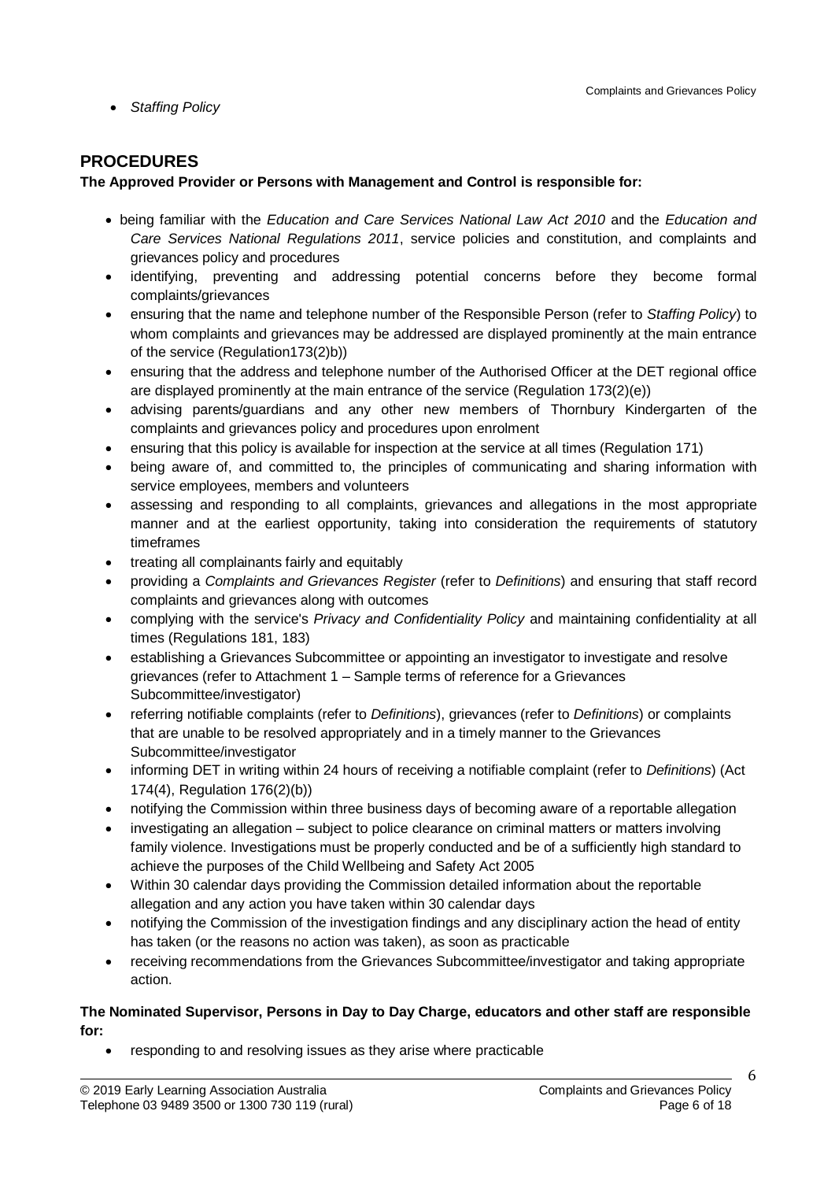- *Staffing Policy*

## PROCEDURES

**The Approved Provider or Persons with Management and Control is responsible for:**

- being familiar with the *Education and Care Services National Law Act 2010* and the *Education and Care Services National Regulations 2011*, service policies and constitution, and complaints and grievances policy and procedures
- identifying, preventing and addressing potential concerns before they become formal complaints/grievances
- ensuring that the name and telephone number of the Responsible Person (refer to *Staffing Policy*) to whom complaints and grievances may be addressed are displayed prominently at the main entrance of the service (Regulation173(2)b))
- ensuring that the address and telephone number of the Authorised Officer at the DET regional office are displayed prominently at the main entrance of the service (Regulation 173(2)(e))
- advising parents/guardians and any other new members of Thornbury Kindergarten of the complaints and grievances policy and procedures upon enrolment
- ensuring that this policy is available for inspection at the service at all times (Regulation 171)
- being aware of, and committed to, the principles of communicating and sharing information with service employees, members and volunteers
- assessing and responding to all complaints, grievances and allegations in the most appropriate manner and at the earliest opportunity, taking into consideration the requirements of statutory timeframes
- treating all complainants fairly and equitably
- providing a *Complaints and Grievances Register* (refer to *Definitions*) and ensuring that staff record complaints and grievances along with outcomes
- complying with the service's *Privacy and Confidentiality Policy* and maintaining confidentiality at all times (Regulations 181, 183)
- establishing a Grievances Subcommittee or appointing an investigator to investigate and resolve grievances (refer to Attachment 1 – Sample terms of reference for a Grievances Subcommittee/investigator)
- referring notifiable complaints (refer to *Definitions*), grievances (refer to *Definitions*) or complaints that are unable to be resolved appropriately and in a timely manner to the Grievances Subcommittee/investigator
- informing DET in writing within 24 hours of receiving a notifiable complaint (refer to *Definitions*) (Act 174(4), Regulation 176(2)(b))
- notifying the Commission within three business days of becoming aware of a reportable allegation
- investigating an allegation – subject to police clearance on criminal matters or matters involving family violence. Investigations must be properly conducted and be of a sufficiently high standard to achieve the purposes of the Child Wellbeing and Safety Act 2005
- Within 30 calendar days providing the Commission detailed information about the reportable allegation and any action you have taken within 30 calendar days
- notifying the Commission of the investigation findings and any disciplinary action the head of entity has taken (or the reasons no action was taken), as soon as practicable
- receiving recommendations from the Grievances Subcommittee/investigator and taking appropriate action.

**The Nominated Supervisor, Persons in Day to Day Charge, educators and other staff are responsible for:**

- responding to and resolving issues as they arise where practicable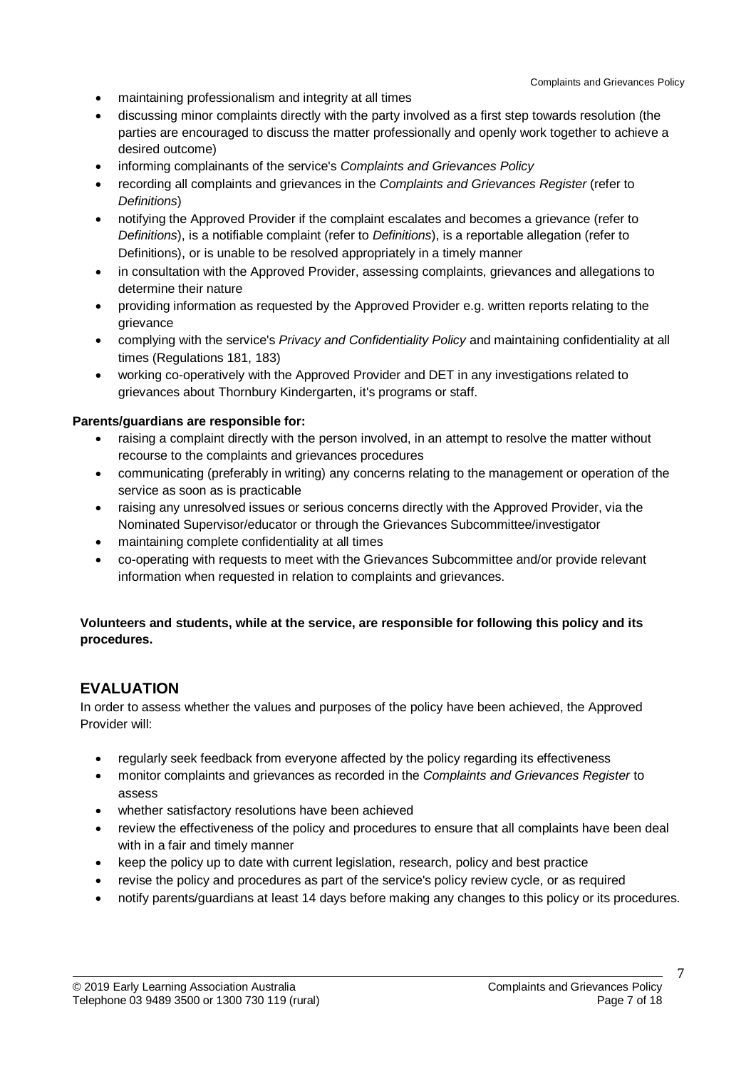- maintaining professionalism and integrity at all times
- discussing minor complaints directly with the party involved as a first step towards resolution (the parties are encouraged to discuss the matter professionally and openly work together to achieve a desired outcome)
- informing complainants of the service's *Complaints and Grievances Policy*
- recording all complaints and grievances in the *Complaints and Grievances Register* (refer to *Definitions*)
- notifying the Approved Provider if the complaint escalates and becomes a grievance (refer to *Definitions*), is a notifiable complaint (refer to *Definitions*), is a reportable allegation (refer to Definitions), or is unable to be resolved appropriately in a timely manner
- in consultation with the Approved Provider, assessing complaints, grievances and allegations to determine their nature
- providing information as requested by the Approved Provider e.g. written reports relating to the grievance
- complying with the service's *Privacy and Confidentiality Policy* and maintaining confidentiality at all times (Regulations 181, 183)
- working co-operatively with the Approved Provider and DET in any investigations related to grievances about Thornbury Kindergarten, it's programs or staff.

**Parents/guardians are responsible for:**

- raising a complaint directly with the person involved, in an attempt to resolve the matter without recourse to the complaints and grievances procedures
- communicating (preferably in writing) any concerns relating to the management or operation of the service as soon as is practicable
- raising any unresolved issues or serious concerns directly with the Approved Provider, via the Nominated Supervisor/educator or through the Grievances Subcommittee/investigator
- maintaining complete confidentiality at all times
- co-operating with requests to meet with the Grievances Subcommittee and/or provide relevant information when requested in relation to complaints and grievances.

**Volunteers and students, while at the service, are responsible for following this policy and its procedures.**

## EVALUATION

In order to assess whether the values and purposes of the policy have been achieved, the Approved Provider will:

- regularly seek feedback from everyone affected by the policy regarding its effectiveness
- monitor complaints and grievances as recorded in the *Complaints and Grievances Register* to assess
- whether satisfactory resolutions have been achieved
- review the effectiveness of the policy and procedures to ensure that all complaints have been deal with in a fair and timely manner
- keep the policy up to date with current legislation, research, policy and best practice
- revise the policy and procedures as part of the service's policy review cycle, or as required
- notify parents/guardians at least 14 days before making any changes to this policy or its procedures.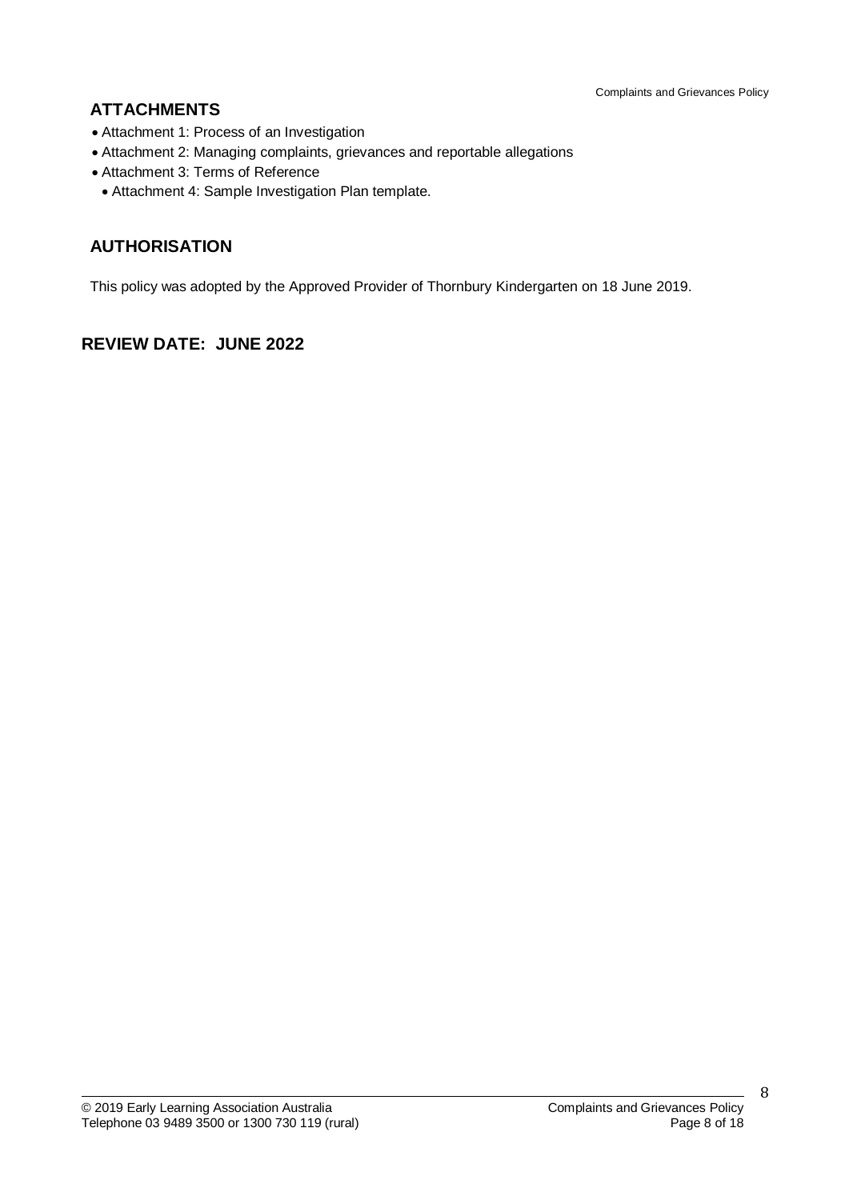## ATTACHMENTS

- Attachment 1: Process of an Investigation
- Attachment 2: Managing complaints, grievances and reportable allegations
- Attachment 3: Terms of Reference
- Attachment 4: Sample Investigation Plan template.

## AUTHORISATION

This policy was adopted by the Approved Provider of Thornbury Kindergarten on 18 June 2019.

## REVIEW DATE: JUNE 2022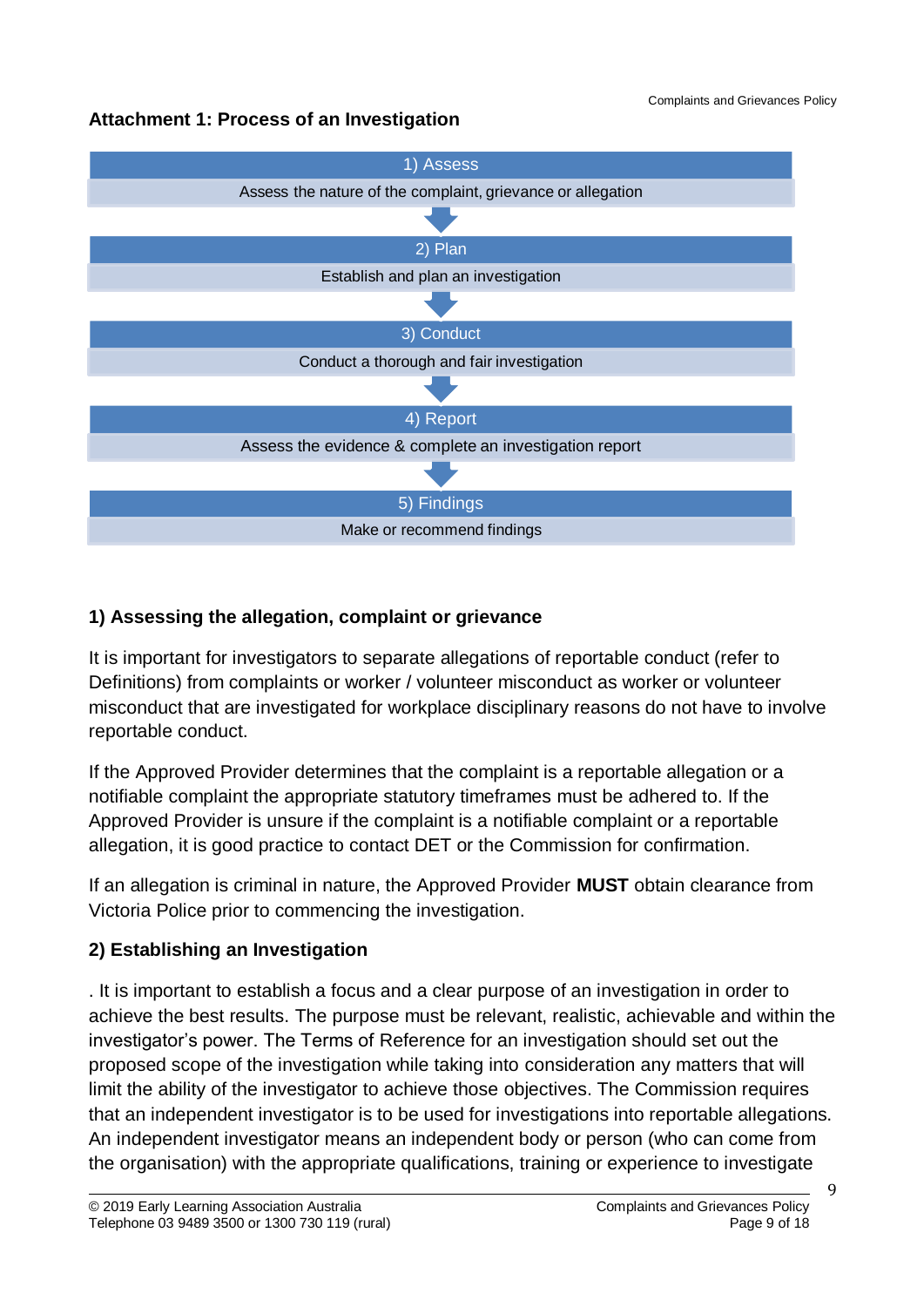### Attachment 1: Process of an Investigation

**1) Assess**
Assess the nature of the complaint, grievance or allegation

↓

**2) Plan**
Establish and plan an investigation

↓

**3) Conduct**
Conduct a thorough and fair investigation

↓

**4) Report**
Assess the evidence & complete an investigation report

↓

**5) Findings**
Make or recommend findings

### 1) Assessing the allegation, complaint or grievance

It is important for investigators to separate allegations of reportable conduct (refer to Definitions) from complaints or worker / volunteer misconduct as worker or volunteer misconduct that are investigated for workplace disciplinary reasons do not have to involve reportable conduct.

If the Approved Provider determines that the complaint is a reportable allegation or a notifiable complaint the appropriate statutory timeframes must be adhered to. If the Approved Provider is unsure if the complaint is a notifiable complaint or a reportable allegation, it is good practice to contact DET or the Commission for confirmation.

If an allegation is criminal in nature, the Approved Provider **MUST** obtain clearance from Victoria Police prior to commencing the investigation.

### 2) Establishing an Investigation

. It is important to establish a focus and a clear purpose of an investigation in order to achieve the best results. The purpose must be relevant, realistic, achievable and within the investigator's power. The Terms of Reference for an investigation should set out the proposed scope of the investigation while taking into consideration any matters that will limit the ability of the investigator to achieve those objectives. The Commission requires that an independent investigator is to be used for investigations into reportable allegations. An independent investigator means an independent body or person (who can come from the organisation) with the appropriate qualifications, training or experience to investigate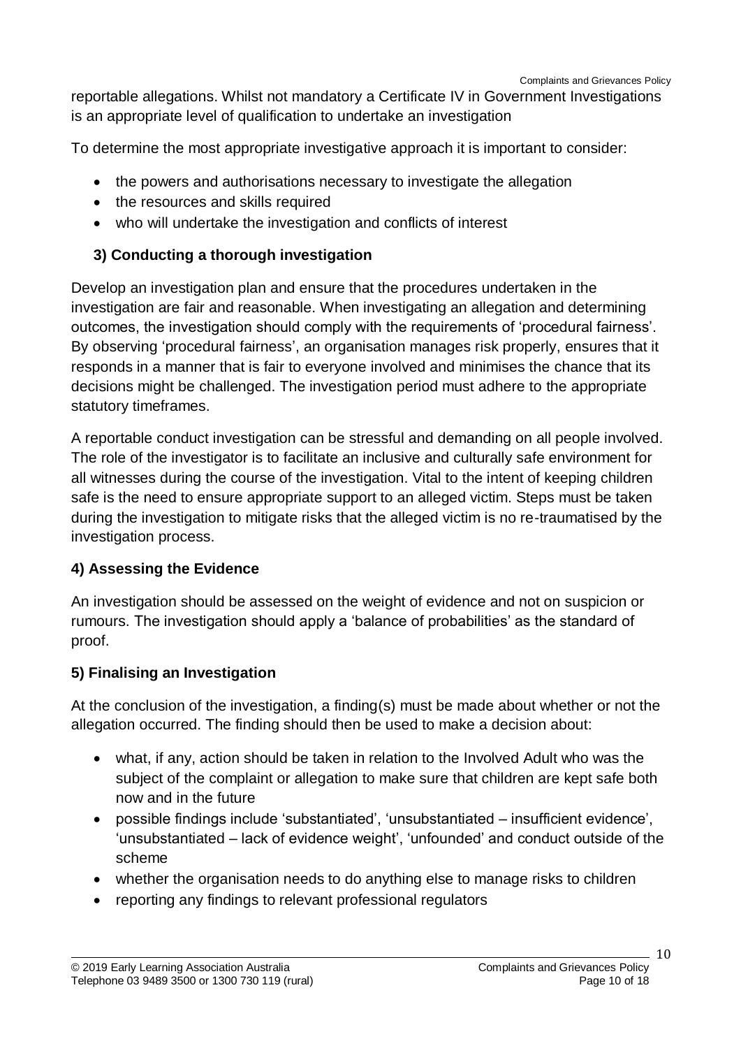reportable allegations. Whilst not mandatory a Certificate IV in Government Investigations is an appropriate level of qualification to undertake an investigation

To determine the most appropriate investigative approach it is important to consider:

- the powers and authorisations necessary to investigate the allegation
- the resources and skills required
- who will undertake the investigation and conflicts of interest

### 3) Conducting a thorough investigation

Develop an investigation plan and ensure that the procedures undertaken in the investigation are fair and reasonable. When investigating an allegation and determining outcomes, the investigation should comply with the requirements of 'procedural fairness'. By observing 'procedural fairness', an organisation manages risk properly, ensures that it responds in a manner that is fair to everyone involved and minimises the chance that its decisions might be challenged. The investigation period must adhere to the appropriate statutory timeframes.

A reportable conduct investigation can be stressful and demanding on all people involved. The role of the investigator is to facilitate an inclusive and culturally safe environment for all witnesses during the course of the investigation. Vital to the intent of keeping children safe is the need to ensure appropriate support to an alleged victim. Steps must be taken during the investigation to mitigate risks that the alleged victim is no re-traumatised by the investigation process.

### 4) Assessing the Evidence

An investigation should be assessed on the weight of evidence and not on suspicion or rumours. The investigation should apply a 'balance of probabilities' as the standard of proof.

### 5) Finalising an Investigation

At the conclusion of the investigation, a finding(s) must be made about whether or not the allegation occurred. The finding should then be used to make a decision about:

- what, if any, action should be taken in relation to the Involved Adult who was the subject of the complaint or allegation to make sure that children are kept safe both now and in the future
- possible findings include 'substantiated', 'unsubstantiated – insufficient evidence', 'unsubstantiated – lack of evidence weight', 'unfounded' and conduct outside of the scheme
- whether the organisation needs to do anything else to manage risks to children
- reporting any findings to relevant professional regulators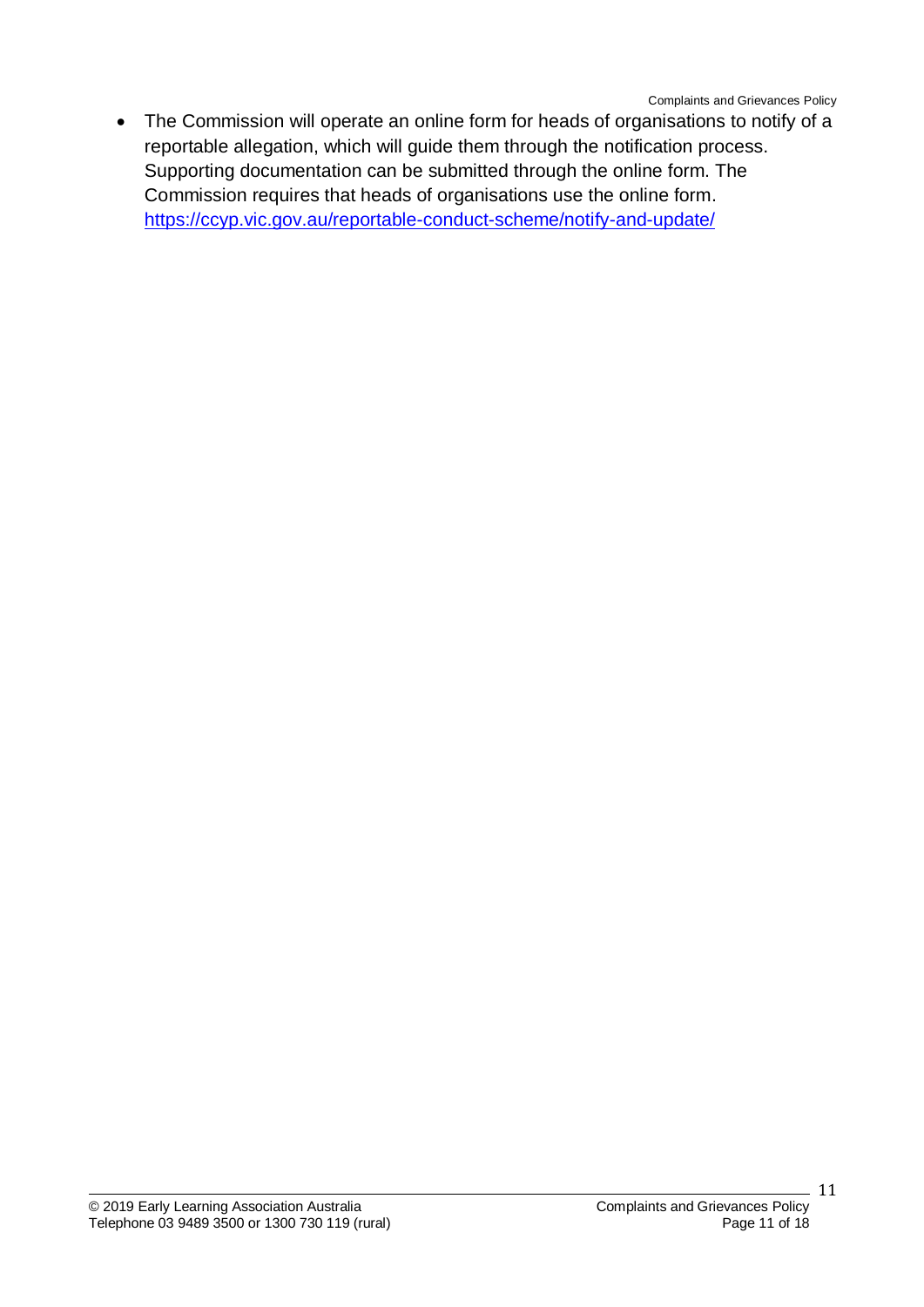- The Commission will operate an online form for heads of organisations to notify of a reportable allegation, which will guide them through the notification process. Supporting documentation can be submitted through the online form. The Commission requires that heads of organisations use the online form. https://ccyp.vic.gov.au/reportable-conduct-scheme/notify-and-update/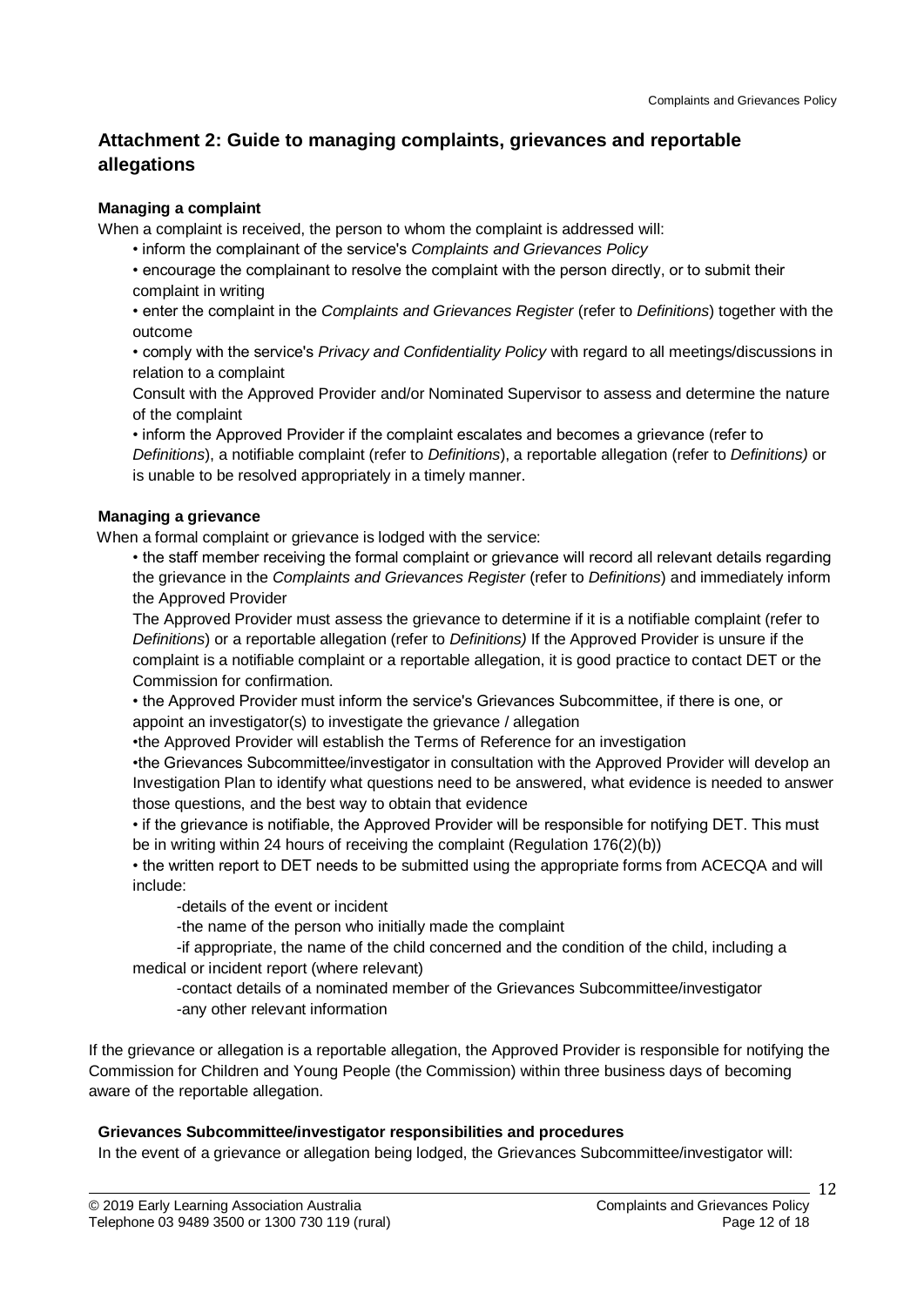## Attachment 2: Guide to managing complaints, grievances and reportable allegations

**Managing a complaint**

When a complaint is received, the person to whom the complaint is addressed will:

- inform the complainant of the service's *Complaints and Grievances Policy*
- encourage the complainant to resolve the complaint with the person directly, or to submit their complaint in writing
- enter the complaint in the *Complaints and Grievances Register* (refer to *Definitions*) together with the outcome
- comply with the service's *Privacy and Confidentiality Policy* with regard to all meetings/discussions in relation to a complaint

Consult with the Approved Provider and/or Nominated Supervisor to assess and determine the nature of the complaint

- inform the Approved Provider if the complaint escalates and becomes a grievance (refer to *Definitions*), a notifiable complaint (refer to *Definitions*), a reportable allegation (refer to *Definitions)* or is unable to be resolved appropriately in a timely manner.

**Managing a grievance**

When a formal complaint or grievance is lodged with the service:

- the staff member receiving the formal complaint or grievance will record all relevant details regarding the grievance in the *Complaints and Grievances Register* (refer to *Definitions*) and immediately inform the Approved Provider

The Approved Provider must assess the grievance to determine if it is a notifiable complaint (refer to *Definitions*) or a reportable allegation (refer to *Definitions)* If the Approved Provider is unsure if the complaint is a notifiable complaint or a reportable allegation, it is good practice to contact DET or the Commission for confirmation.

- the Approved Provider must inform the service's Grievances Subcommittee, if there is one, or appoint an investigator(s) to investigate the grievance / allegation
- the Approved Provider will establish the Terms of Reference for an investigation
- the Grievances Subcommittee/investigator in consultation with the Approved Provider will develop an Investigation Plan to identify what questions need to be answered, what evidence is needed to answer those questions, and the best way to obtain that evidence
- if the grievance is notifiable, the Approved Provider will be responsible for notifying DET. This must be in writing within 24 hours of receiving the complaint (Regulation 176(2)(b))
- the written report to DET needs to be submitted using the appropriate forms from ACECQA and will include:
  - details of the event or incident
  - the name of the person who initially made the complaint
  - if appropriate, the name of the child concerned and the condition of the child, including a medical or incident report (where relevant)
  - contact details of a nominated member of the Grievances Subcommittee/investigator
  - any other relevant information

If the grievance or allegation is a reportable allegation, the Approved Provider is responsible for notifying the Commission for Children and Young People (the Commission) within three business days of becoming aware of the reportable allegation.

**Grievances Subcommittee/investigator responsibilities and procedures**

In the event of a grievance or allegation being lodged, the Grievances Subcommittee/investigator will: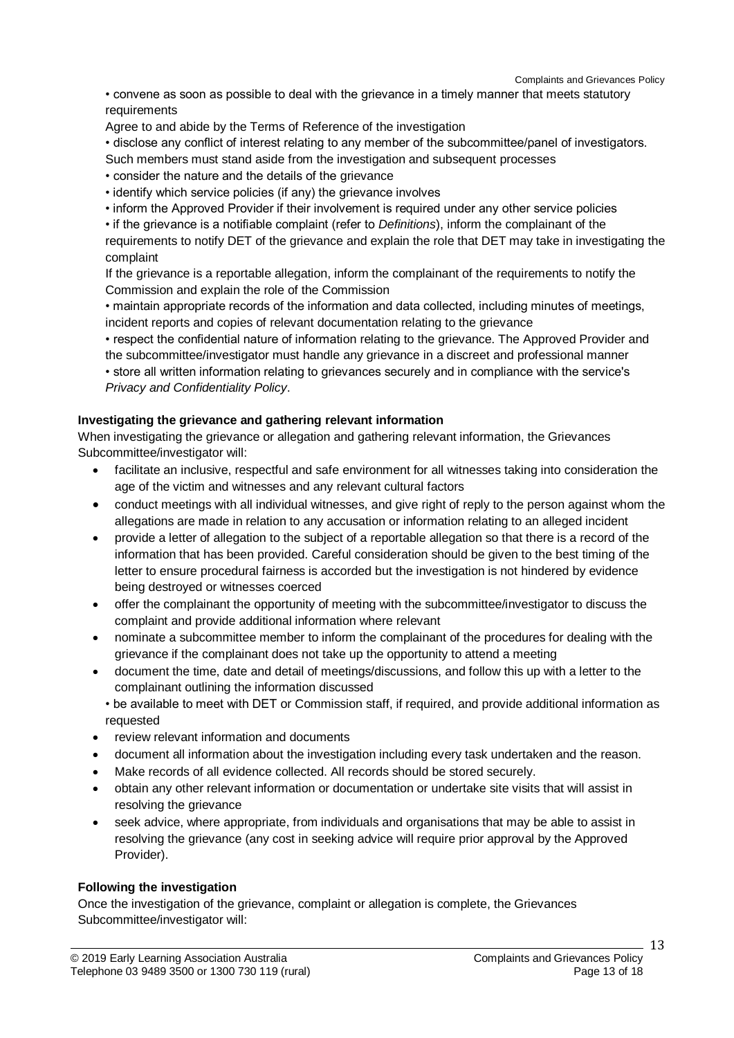- convene as soon as possible to deal with the grievance in a timely manner that meets statutory requirements

Agree to and abide by the Terms of Reference of the investigation

- disclose any conflict of interest relating to any member of the subcommittee/panel of investigators. Such members must stand aside from the investigation and subsequent processes
- consider the nature and the details of the grievance
- identify which service policies (if any) the grievance involves
- inform the Approved Provider if their involvement is required under any other service policies
- if the grievance is a notifiable complaint (refer to *Definitions*), inform the complainant of the requirements to notify DET of the grievance and explain the role that DET may take in investigating the complaint

If the grievance is a reportable allegation, inform the complainant of the requirements to notify the Commission and explain the role of the Commission

- maintain appropriate records of the information and data collected, including minutes of meetings, incident reports and copies of relevant documentation relating to the grievance
- respect the confidential nature of information relating to the grievance. The Approved Provider and the subcommittee/investigator must handle any grievance in a discreet and professional manner
- store all written information relating to grievances securely and in compliance with the service's *Privacy and Confidentiality Policy*.

**Investigating the grievance and gathering relevant information**

When investigating the grievance or allegation and gathering relevant information, the Grievances Subcommittee/investigator will:

- facilitate an inclusive, respectful and safe environment for all witnesses taking into consideration the age of the victim and witnesses and any relevant cultural factors
- conduct meetings with all individual witnesses, and give right of reply to the person against whom the allegations are made in relation to any accusation or information relating to an alleged incident
- provide a letter of allegation to the subject of a reportable allegation so that there is a record of the information that has been provided. Careful consideration should be given to the best timing of the letter to ensure procedural fairness is accorded but the investigation is not hindered by evidence being destroyed or witnesses coerced
- offer the complainant the opportunity of meeting with the subcommittee/investigator to discuss the complaint and provide additional information where relevant
- nominate a subcommittee member to inform the complainant of the procedures for dealing with the grievance if the complainant does not take up the opportunity to attend a meeting
- document the time, date and detail of meetings/discussions, and follow this up with a letter to the complainant outlining the information discussed
- be available to meet with DET or Commission staff, if required, and provide additional information as requested
- review relevant information and documents
- document all information about the investigation including every task undertaken and the reason.
- Make records of all evidence collected. All records should be stored securely.
- obtain any other relevant information or documentation or undertake site visits that will assist in resolving the grievance
- seek advice, where appropriate, from individuals and organisations that may be able to assist in resolving the grievance (any cost in seeking advice will require prior approval by the Approved Provider).

**Following the investigation**

Once the investigation of the grievance, complaint or allegation is complete, the Grievances Subcommittee/investigator will: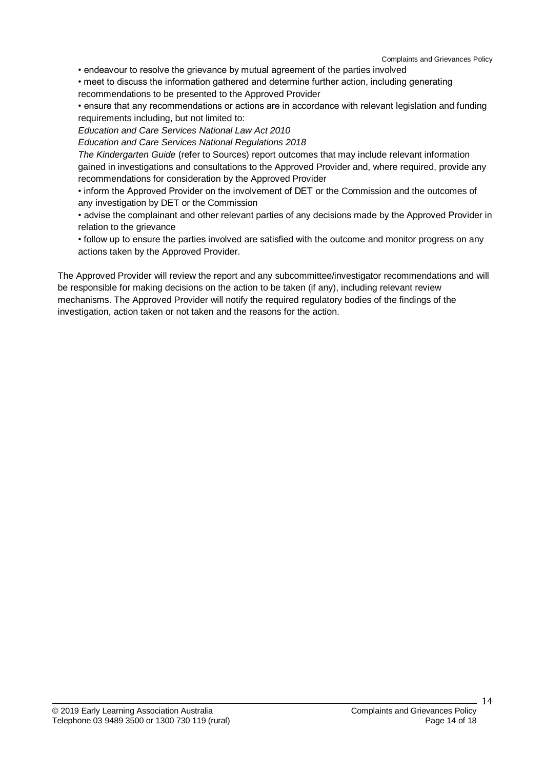- endeavour to resolve the grievance by mutual agreement of the parties involved
- meet to discuss the information gathered and determine further action, including generating recommendations to be presented to the Approved Provider
- ensure that any recommendations or actions are in accordance with relevant legislation and funding requirements including, but not limited to:
  *Education and Care Services National Law Act 2010*
  *Education and Care Services National Regulations 2018*
  *The Kindergarten Guide* (refer to Sources) report outcomes that may include relevant information gained in investigations and consultations to the Approved Provider and, where required, provide any recommendations for consideration by the Approved Provider
- inform the Approved Provider on the involvement of DET or the Commission and the outcomes of any investigation by DET or the Commission
- advise the complainant and other relevant parties of any decisions made by the Approved Provider in relation to the grievance
- follow up to ensure the parties involved are satisfied with the outcome and monitor progress on any actions taken by the Approved Provider.

The Approved Provider will review the report and any subcommittee/investigator recommendations and will be responsible for making decisions on the action to be taken (if any), including relevant review mechanisms. The Approved Provider will notify the required regulatory bodies of the findings of the investigation, action taken or not taken and the reasons for the action.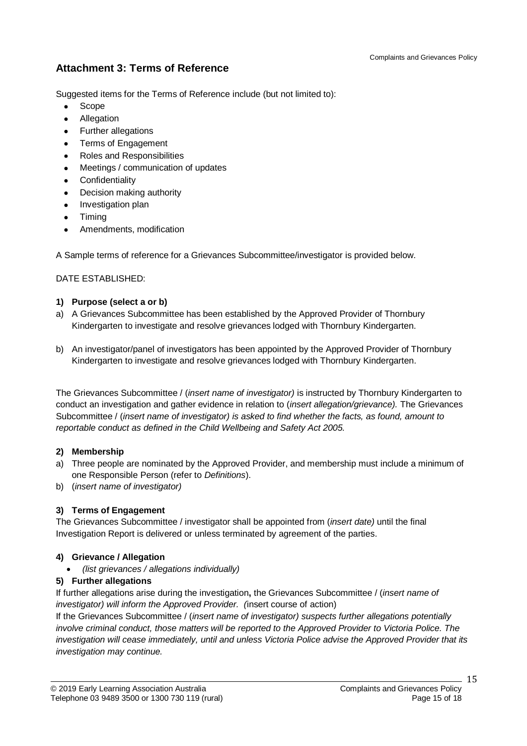## Attachment 3: Terms of Reference

Suggested items for the Terms of Reference include (but not limited to):

- Scope
- Allegation
- Further allegations
- Terms of Engagement
- Roles and Responsibilities
- Meetings / communication of updates
- Confidentiality
- Decision making authority
- Investigation plan
- Timing
- Amendments, modification

A Sample terms of reference for a Grievances Subcommittee/investigator is provided below.

DATE ESTABLISHED:

**1) Purpose (select a or b)**

a) A Grievances Subcommittee has been established by the Approved Provider of Thornbury Kindergarten to investigate and resolve grievances lodged with Thornbury Kindergarten.

b) An investigator/panel of investigators has been appointed by the Approved Provider of Thornbury Kindergarten to investigate and resolve grievances lodged with Thornbury Kindergarten.

The Grievances Subcommittee / (*insert name of investigator)* is instructed by Thornbury Kindergarten to conduct an investigation and gather evidence in relation to (*insert allegation/grievance).* The Grievances Subcommittee / (*insert name of investigator) is asked to find whether the facts, as found, amount to reportable conduct as defined in the Child Wellbeing and Safety Act 2005.*

**2) Membership**

a) Three people are nominated by the Approved Provider, and membership must include a minimum of one Responsible Person (refer to *Definitions*).

b) (*insert name of investigator)*

**3) Terms of Engagement**

The Grievances Subcommittee / investigator shall be appointed from (*insert date)* until the final Investigation Report is delivered or unless terminated by agreement of the parties.

**4) Grievance / Allegation**

- *(list grievances / allegations individually)*

**5) Further allegations**

If further allegations arise during the investigation**,** the Grievances Subcommittee / (*insert name of investigator) will inform the Approved Provider. (*insert course of action)

If the Grievances Subcommittee / (*insert name of investigator) suspects further allegations potentially involve criminal conduct, those matters will be reported to the Approved Provider to Victoria Police. The investigation will cease immediately, until and unless Victoria Police advise the Approved Provider that its investigation may continue.*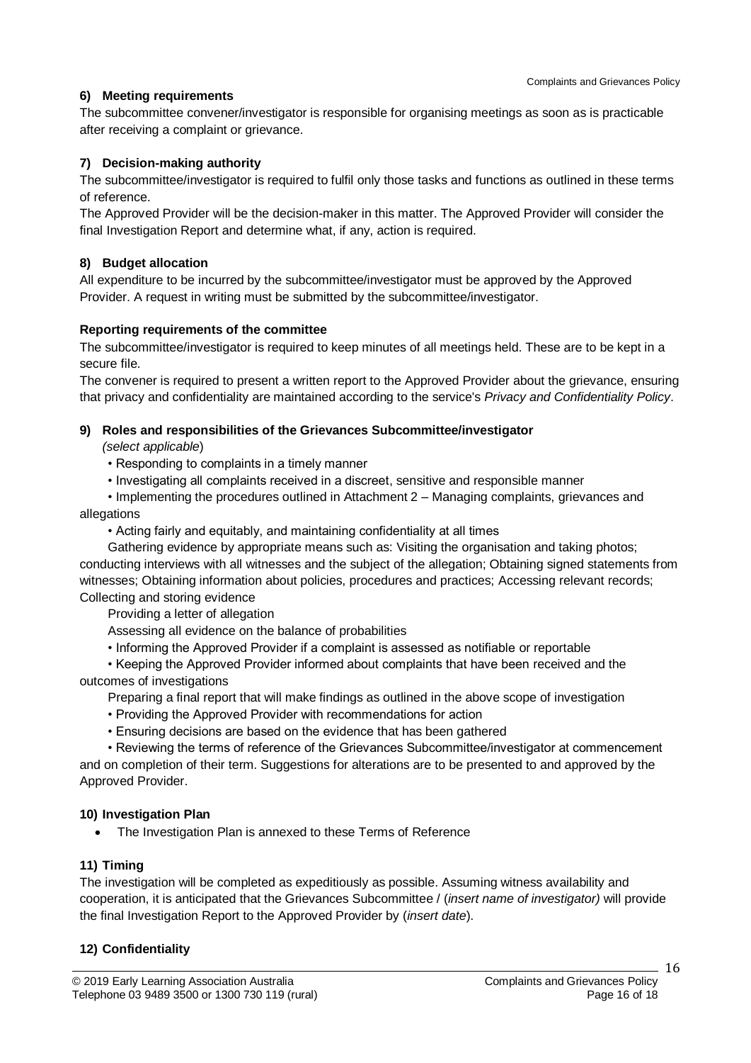#### 6) Meeting requirements

The subcommittee convener/investigator is responsible for organising meetings as soon as is practicable after receiving a complaint or grievance.

#### 7) Decision-making authority

The subcommittee/investigator is required to fulfil only those tasks and functions as outlined in these terms of reference.

The Approved Provider will be the decision-maker in this matter. The Approved Provider will consider the final Investigation Report and determine what, if any, action is required.

#### 8) Budget allocation

All expenditure to be incurred by the subcommittee/investigator must be approved by the Approved Provider. A request in writing must be submitted by the subcommittee/investigator.

#### Reporting requirements of the committee

The subcommittee/investigator is required to keep minutes of all meetings held. These are to be kept in a secure file.

The convener is required to present a written report to the Approved Provider about the grievance, ensuring that privacy and confidentiality are maintained according to the service's *Privacy and Confidentiality Policy*.

#### 9) Roles and responsibilities of the Grievances Subcommittee/investigator

*(select applicable*)

- Responding to complaints in a timely manner
- Investigating all complaints received in a discreet, sensitive and responsible manner
- Implementing the procedures outlined in Attachment 2 – Managing complaints, grievances and allegations
- Acting fairly and equitably, and maintaining confidentiality at all times

Gathering evidence by appropriate means such as: Visiting the organisation and taking photos; conducting interviews with all witnesses and the subject of the allegation; Obtaining signed statements from witnesses; Obtaining information about policies, procedures and practices; Accessing relevant records; Collecting and storing evidence

Providing a letter of allegation

Assessing all evidence on the balance of probabilities

- Informing the Approved Provider if a complaint is assessed as notifiable or reportable
- Keeping the Approved Provider informed about complaints that have been received and the outcomes of investigations

Preparing a final report that will make findings as outlined in the above scope of investigation

- Providing the Approved Provider with recommendations for action
- Ensuring decisions are based on the evidence that has been gathered
- Reviewing the terms of reference of the Grievances Subcommittee/investigator at commencement and on completion of their term. Suggestions for alterations are to be presented to and approved by the Approved Provider.

#### 10) Investigation Plan

- The Investigation Plan is annexed to these Terms of Reference

#### 11) Timing

The investigation will be completed as expeditiously as possible. Assuming witness availability and cooperation, it is anticipated that the Grievances Subcommittee / (*insert name of investigator)* will provide the final Investigation Report to the Approved Provider by (*insert date*).

#### 12) Confidentiality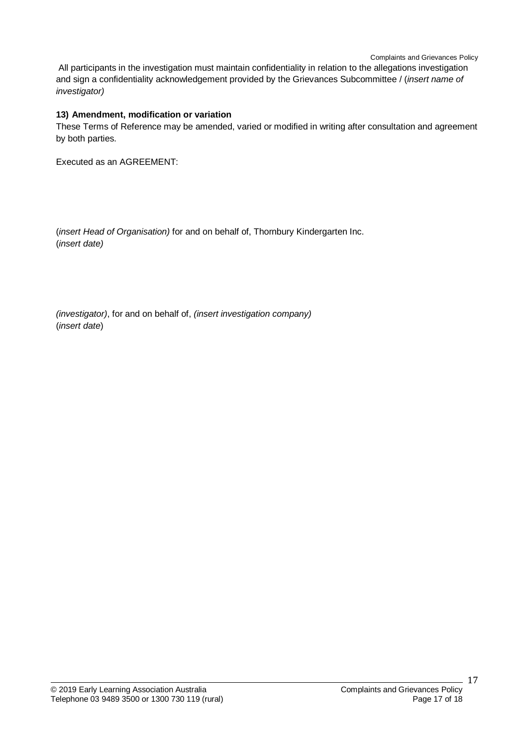All participants in the investigation must maintain confidentiality in relation to the allegations investigation and sign a confidentiality acknowledgement provided by the Grievances Subcommittee / (*insert name of investigator)*

**13) Amendment, modification or variation**

These Terms of Reference may be amended, varied or modified in writing after consultation and agreement by both parties.

Executed as an AGREEMENT:

(*insert Head of Organisation)* for and on behalf of, Thornbury Kindergarten Inc.
(*insert date)*

*(investigator)*, for and on behalf of, *(insert investigation company)*
(*insert date*)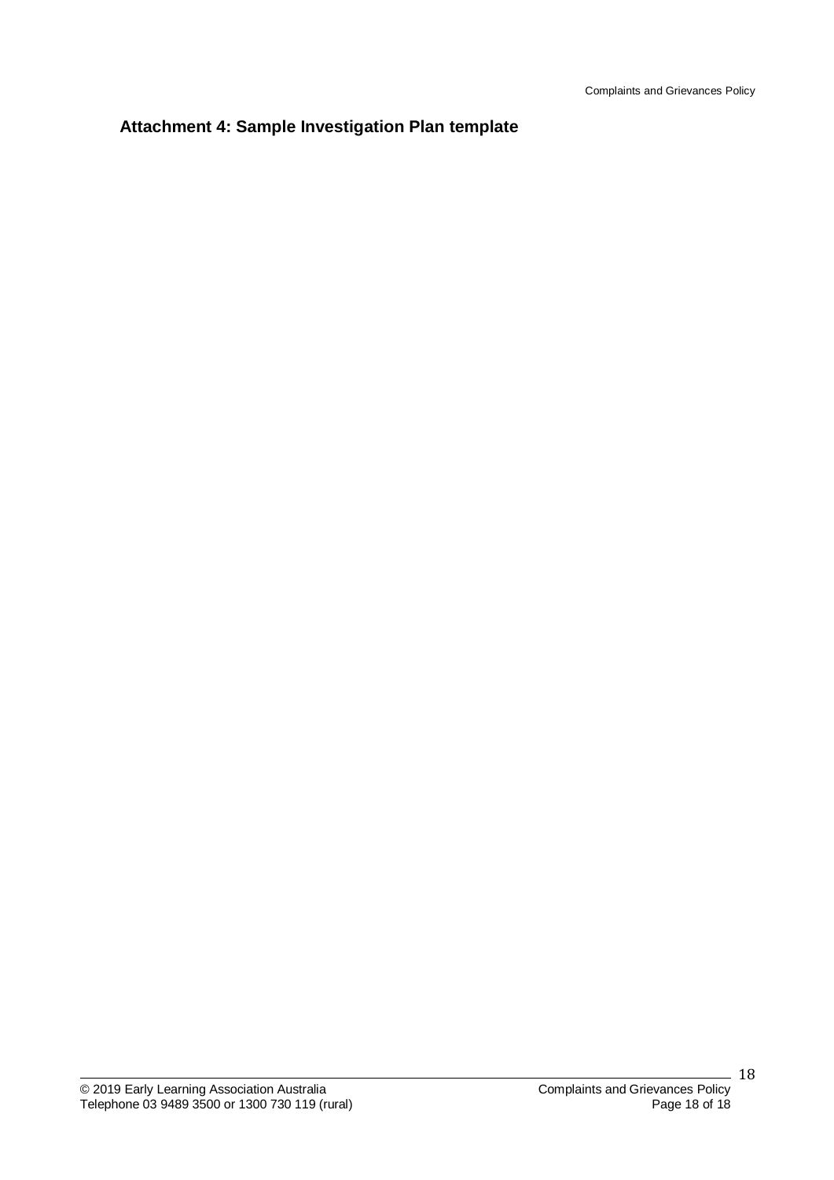### Attachment 4: Sample Investigation Plan template